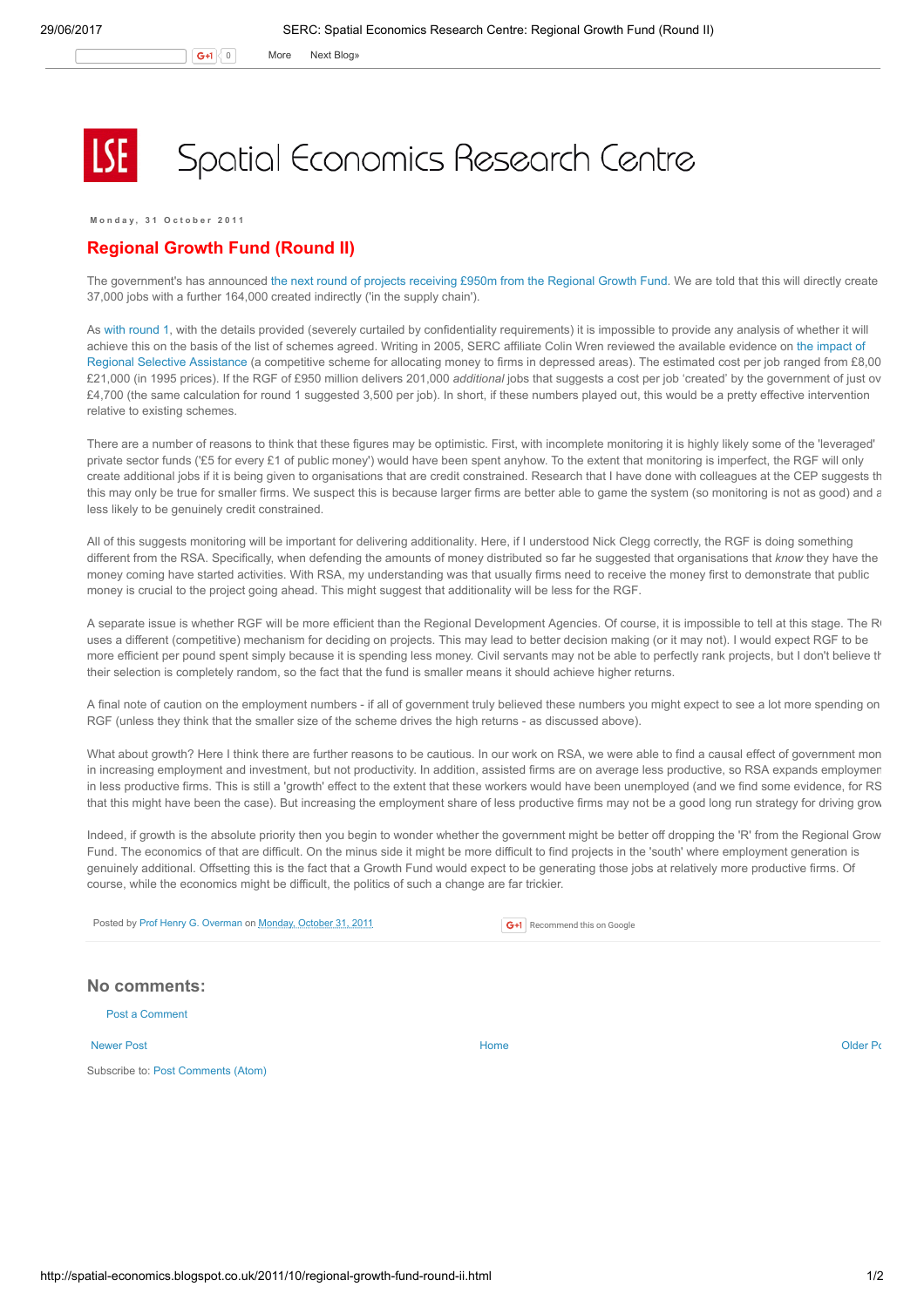# Spatial Economics Research Centre

Monday, 31 October 2011

## Regional Growth Fund (Round II)

The government's has announced the next round of projects receiving £950m from the Regional Growth Fund. We are told that this will directly create 37,000 jobs with a further 164,000 created indirectly ('in the supply chain').

As with round 1, with the details provided (severely curtailed by confidentiality requirements) it is impossible to provide any analysis of whether it will achieve this on the basis of the list of schemes agreed. Writing in 2005, SERC affiliate Colin Wren reviewed the available evidence on the impact of Regional Selective Assistance (a competitive scheme for allocating money to firms in depressed areas). The estimated cost per job ranged from £8,00 £21,000 (in 1995 prices). If the RGF of £950 million delivers 201,000 *additional* jobs that suggests a cost per job 'created' by the government of just ov £4,700 (the same calculation for round 1 suggested 3,500 per job). In short, if these numbers played out, this would be a pretty effective intervention relative to existing schemes.

There are a number of reasons to think that these figures may be optimistic. First, with incomplete monitoring it is highly likely some of the 'leveraged' private sector funds ('£5 for every £1 of public money') would have been spent anyhow. To the extent that monitoring is imperfect, the RGF will only create additional jobs if it is being given to organisations that are credit constrained. Research that I have done with colleagues at the CEP suggests th this may only be true for smaller firms. We suspect this is because larger firms are better able to game the system (so monitoring is not as good) and a less likely to be genuinely credit constrained.

All of this suggests monitoring will be important for delivering additionality. Here, if I understood Nick Clegg correctly, the RGF is doing something different from the RSA. Specifically, when defending the amounts of money distributed so far he suggested that organisations that *know* they have the money coming have started activities. With RSA, my understanding was that usually firms need to receive the money first to demonstrate that public money is crucial to the project going ahead. This might suggest that additionality will be less for the RGF.

A separate issue is whether RGF will be more efficient than the Regional Development Agencies. Of course, it is impossible to tell at this stage. The R uses a different (competitive) mechanism for deciding on projects. This may lead to better decision making (or it may not). I would expect RGF to be more efficient per pound spent simply because it is spending less money. Civil servants may not be able to perfectly rank projects, but I don't believe th their selection is completely random, so the fact that the fund is smaller means it should achieve higher returns.

A final note of caution on the employment numbers - if all of government truly believed these numbers you might expect to see a lot more spending on RGF (unless they think that the smaller size of the scheme drives the high returns - as discussed above).

What about growth? Here I think there are further reasons to be cautious. In our work on RSA, we were able to find a causal effect of government mon in increasing employment and investment, but not productivity. In addition, assisted firms are on average less productive, so RSA expands employmen in less productive firms. This is still a 'growth' effect to the extent that these workers would have been unemployed (and we find some evidence, for RS that this might have been the case). But increasing the employment share of less productive firms may not be a good long run strategy for driving grow

Indeed, if growth is the absolute priority then you begin to wonder whether the government might be better off dropping the 'R' from the Regional Grow Fund. The economics of that are difficult. On the minus side it might be more difficult to find projects in the 'south' where employment generation is genuinely additional. Offsetting this is the fact that a Growth Fund would expect to be generating those jobs at relatively more productive firms. Of course, while the economics might be difficult, the politics of such a change are far trickier.

Posted by Prof Henry G. Overman on Monday, October 31, 2011

Recommend this on Google

## No comments:

Post a Comment

Newer Post | Home | Older Po

Subscribe to: Post Comments (Atom)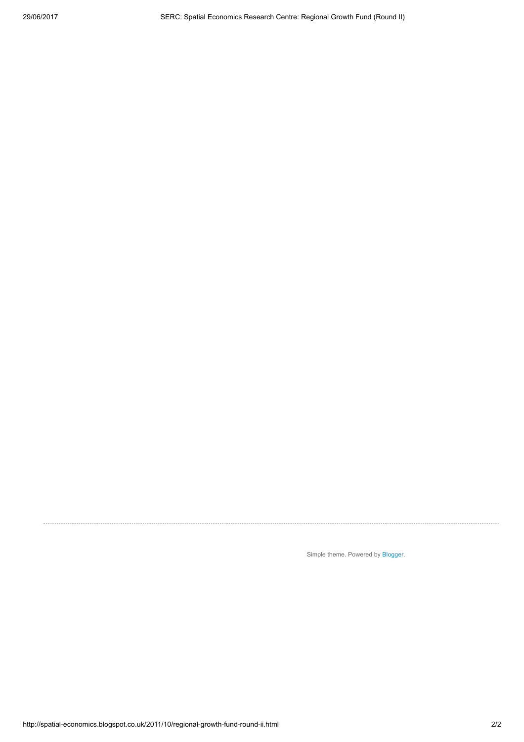Simple theme. Powered by Blogger.